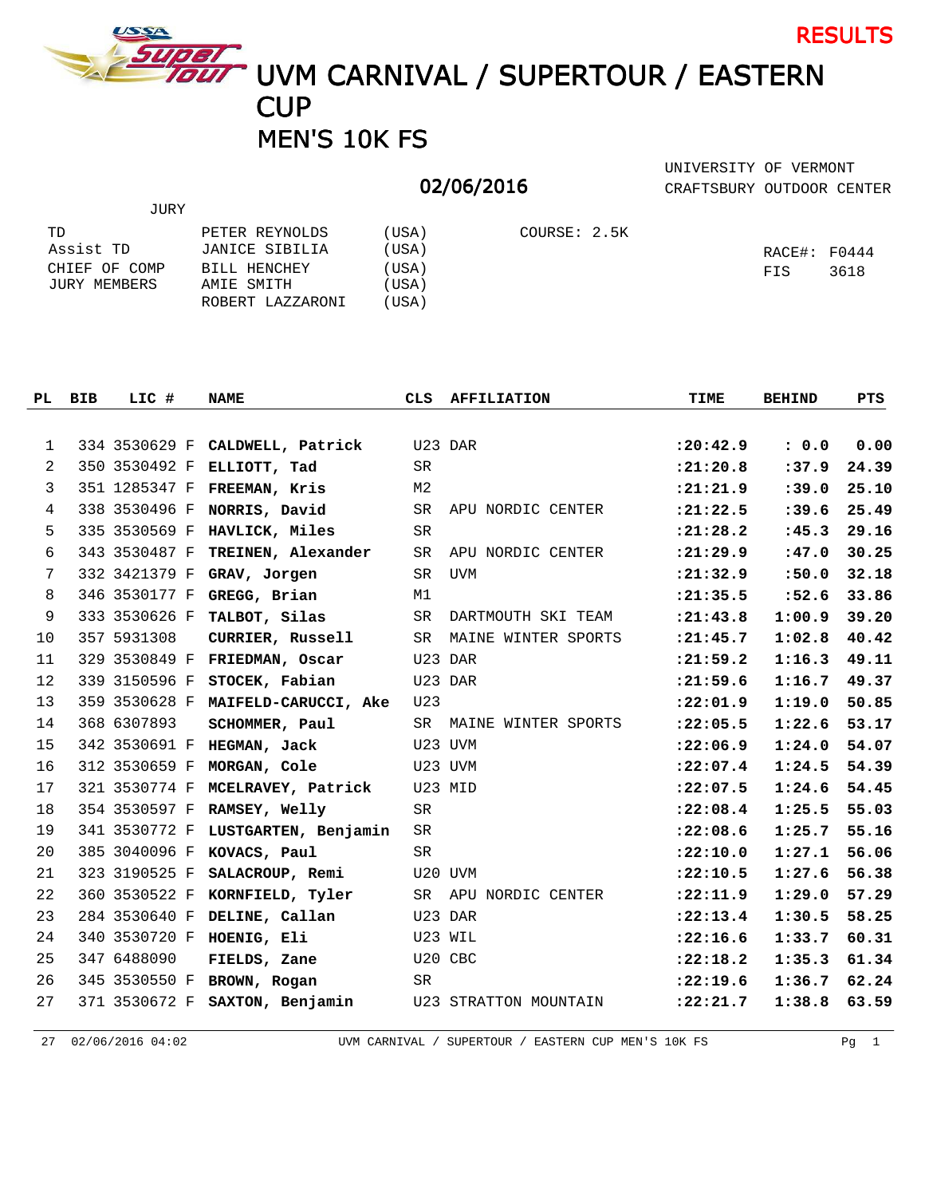RESULTS

# UVM CARNIVAL / SUPERTOUR / EASTERN CUP

## MEN'S 10K FS

**02/06/2016**

UNIVERSITY OF VERMONT
CRAFTSBURY OUTDOOR CENTER

JURY

| | | |
|---|---|---|
| TD | PETER REYNOLDS | (USA) |
| Assist TD | JANICE SIBILIA | (USA) |
| CHIEF OF COMP | BILL HENCHEY | (USA) |
| JURY MEMBERS | AMIE SMITH | (USA) |
| | ROBERT LAZZARONI | (USA) |

COURSE: 2.5K

RACE#: F0444
FIS 3618

| PL | BIB | LIC # | NAME | CLS | AFFILIATION | TIME | BEHIND | PTS |
|---|---|---|---|---|---|---|---|---|
| 1 | 334 | 3530629 F | **CALDWELL, Patrick** | U23 | DAR | **:20:42.9** | **: 0.0** | **0.00** |
| 2 | 350 | 3530492 F | **ELLIOTT, Tad** | SR | | **:21:20.8** | **:37.9** | **24.39** |
| 3 | 351 | 1285347 F | **FREEMAN, Kris** | M2 | | **:21:21.9** | **:39.0** | **25.10** |
| 4 | 338 | 3530496 F | **NORRIS, David** | SR | APU NORDIC CENTER | **:21:22.5** | **:39.6** | **25.49** |
| 5 | 335 | 3530569 F | **HAVLICK, Miles** | SR | | **:21:28.2** | **:45.3** | **29.16** |
| 6 | 343 | 3530487 F | **TREINEN, Alexander** | SR | APU NORDIC CENTER | **:21:29.9** | **:47.0** | **30.25** |
| 7 | 332 | 3421379 F | **GRAV, Jorgen** | SR | UVM | **:21:32.9** | **:50.0** | **32.18** |
| 8 | 346 | 3530177 F | **GREGG, Brian** | M1 | | **:21:35.5** | **:52.6** | **33.86** |
| 9 | 333 | 3530626 F | **TALBOT, Silas** | SR | DARTMOUTH SKI TEAM | **:21:43.8** | **1:00.9** | **39.20** |
| 10 | 357 | 5931308 | **CURRIER, Russell** | SR | MAINE WINTER SPORTS | **:21:45.7** | **1:02.8** | **40.42** |
| 11 | 329 | 3530849 F | **FRIEDMAN, Oscar** | U23 | DAR | **:21:59.2** | **1:16.3** | **49.11** |
| 12 | 339 | 3150596 F | **STOCEK, Fabian** | U23 | DAR | **:21:59.6** | **1:16.7** | **49.37** |
| 13 | 359 | 3530628 F | **MAIFELD-CARUCCI, Ake** | U23 | | **:22:01.9** | **1:19.0** | **50.85** |
| 14 | 368 | 6307893 | **SCHOMMER, Paul** | SR | MAINE WINTER SPORTS | **:22:05.5** | **1:22.6** | **53.17** |
| 15 | 342 | 3530691 F | **HEGMAN, Jack** | U23 | UVM | **:22:06.9** | **1:24.0** | **54.07** |
| 16 | 312 | 3530659 F | **MORGAN, Cole** | U23 | UVM | **:22:07.4** | **1:24.5** | **54.39** |
| 17 | 321 | 3530774 F | **MCELRAVEY, Patrick** | U23 | MID | **:22:07.5** | **1:24.6** | **54.45** |
| 18 | 354 | 3530597 F | **RAMSEY, Welly** | SR | | **:22:08.4** | **1:25.5** | **55.03** |
| 19 | 341 | 3530772 F | **LUSTGARTEN, Benjamin** | SR | | **:22:08.6** | **1:25.7** | **55.16** |
| 20 | 385 | 3040096 F | **KOVACS, Paul** | SR | | **:22:10.0** | **1:27.1** | **56.06** |
| 21 | 323 | 3190525 F | **SALACROUP, Remi** | U20 | UVM | **:22:10.5** | **1:27.6** | **56.38** |
| 22 | 360 | 3530522 F | **KORNFIELD, Tyler** | SR | APU NORDIC CENTER | **:22:11.9** | **1:29.0** | **57.29** |
| 23 | 284 | 3530640 F | **DELINE, Callan** | U23 | DAR | **:22:13.4** | **1:30.5** | **58.25** |
| 24 | 340 | 3530720 F | **HOENIG, Eli** | U23 | WIL | **:22:16.6** | **1:33.7** | **60.31** |
| 25 | 347 | 6488090 | **FIELDS, Zane** | U20 | CBC | **:22:18.2** | **1:35.3** | **61.34** |
| 26 | 345 | 3530550 F | **BROWN, Rogan** | SR | | **:22:19.6** | **1:36.7** | **62.24** |
| 27 | 371 | 3530672 F | **SAXTON, Benjamin** | U23 | STRATTON MOUNTAIN | **:22:21.7** | **1:38.8** | **63.59** |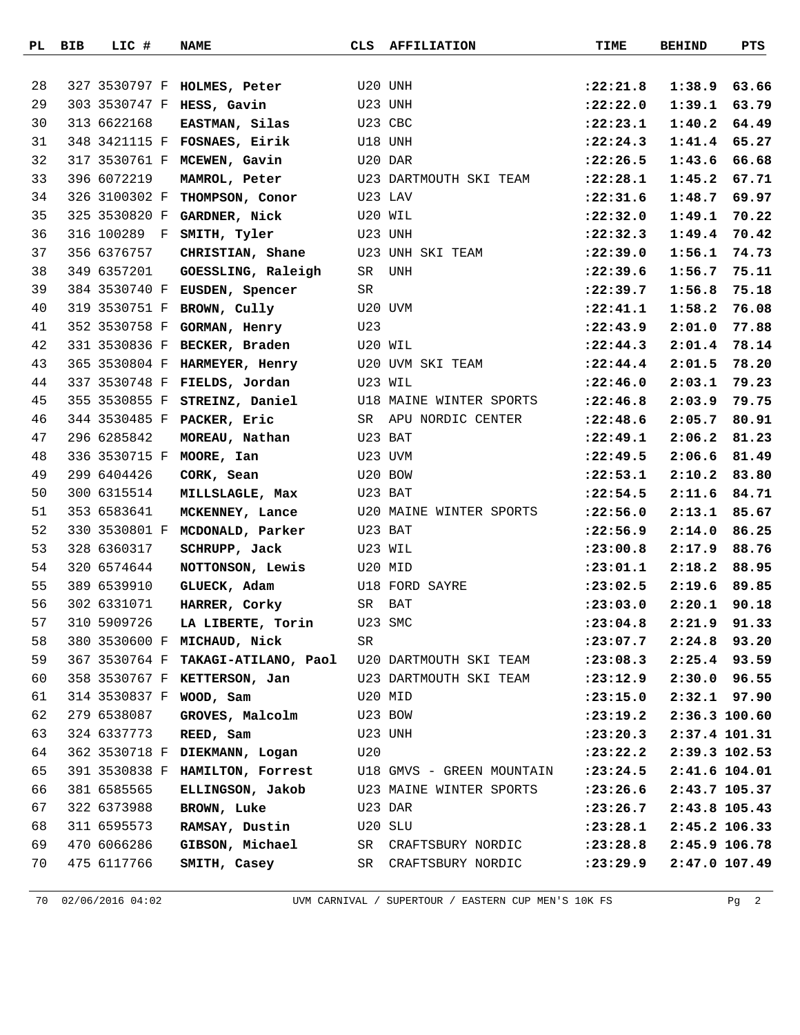| PL | BIB | LIC # | NAME | CLS | AFFILIATION | TIME | BEHIND | PTS |
|---|---|---|---|---|---|---|---|---|
| 28 | 327 | 3530797 F | **HOLMES, Peter** | U20 | UNH | **:22:21.8** | **1:38.9** | **63.66** |
| 29 | 303 | 3530747 F | **HESS, Gavin** | U23 | UNH | **:22:22.0** | **1:39.1** | **63.79** |
| 30 | 313 | 6622168 | **EASTMAN, Silas** | U23 | CBC | **:22:23.1** | **1:40.2** | **64.49** |
| 31 | 348 | 3421115 F | **FOSNAES, Eirik** | U18 | UNH | **:22:24.3** | **1:41.4** | **65.27** |
| 32 | 317 | 3530761 F | **MCEWEN, Gavin** | U20 | DAR | **:22:26.5** | **1:43.6** | **66.68** |
| 33 | 396 | 6072219 | **MAMROL, Peter** | U23 | DARTMOUTH SKI TEAM | **:22:28.1** | **1:45.2** | **67.71** |
| 34 | 326 | 3100302 F | **THOMPSON, Conor** | U23 | LAV | **:22:31.6** | **1:48.7** | **69.97** |
| 35 | 325 | 3530820 F | **GARDNER, Nick** | U20 | WIL | **:22:32.0** | **1:49.1** | **70.22** |
| 36 | 316 | 100289 F | **SMITH, Tyler** | U23 | UNH | **:22:32.3** | **1:49.4** | **70.42** |
| 37 | 356 | 6376757 | **CHRISTIAN, Shane** | U23 | UNH SKI TEAM | **:22:39.0** | **1:56.1** | **74.73** |
| 38 | 349 | 6357201 | **GOESSLING, Raleigh** | SR | UNH | **:22:39.6** | **1:56.7** | **75.11** |
| 39 | 384 | 3530740 F | **EUSDEN, Spencer** | SR | | **:22:39.7** | **1:56.8** | **75.18** |
| 40 | 319 | 3530751 F | **BROWN, Cully** | U20 | UVM | **:22:41.1** | **1:58.2** | **76.08** |
| 41 | 352 | 3530758 F | **GORMAN, Henry** | U23 | | **:22:43.9** | **2:01.0** | **77.88** |
| 42 | 331 | 3530836 F | **BECKER, Braden** | U20 | WIL | **:22:44.3** | **2:01.4** | **78.14** |
| 43 | 365 | 3530804 F | **HARMEYER, Henry** | U20 | UVM SKI TEAM | **:22:44.4** | **2:01.5** | **78.20** |
| 44 | 337 | 3530748 F | **FIELDS, Jordan** | U23 | WIL | **:22:46.0** | **2:03.1** | **79.23** |
| 45 | 355 | 3530855 F | **STREINZ, Daniel** | U18 | MAINE WINTER SPORTS | **:22:46.8** | **2:03.9** | **79.75** |
| 46 | 344 | 3530485 F | **PACKER, Eric** | SR | APU NORDIC CENTER | **:22:48.6** | **2:05.7** | **80.91** |
| 47 | 296 | 6285842 | **MOREAU, Nathan** | U23 | BAT | **:22:49.1** | **2:06.2** | **81.23** |
| 48 | 336 | 3530715 F | **MOORE, Ian** | U23 | UVM | **:22:49.5** | **2:06.6** | **81.49** |
| 49 | 299 | 6404426 | **CORK, Sean** | U20 | BOW | **:22:53.1** | **2:10.2** | **83.80** |
| 50 | 300 | 6315514 | **MILLSLAGLE, Max** | U23 | BAT | **:22:54.5** | **2:11.6** | **84.71** |
| 51 | 353 | 6583641 | **MCKENNEY, Lance** | U20 | MAINE WINTER SPORTS | **:22:56.0** | **2:13.1** | **85.67** |
| 52 | 330 | 3530801 F | **MCDONALD, Parker** | U23 | BAT | **:22:56.9** | **2:14.0** | **86.25** |
| 53 | 328 | 6360317 | **SCHRUPP, Jack** | U23 | WIL | **:23:00.8** | **2:17.9** | **88.76** |
| 54 | 320 | 6574644 | **NOTTONSON, Lewis** | U20 | MID | **:23:01.1** | **2:18.2** | **88.95** |
| 55 | 389 | 6539910 | **GLUECK, Adam** | U18 | FORD SAYRE | **:23:02.5** | **2:19.6** | **89.85** |
| 56 | 302 | 6331071 | **HARRER, Corky** | SR | BAT | **:23:03.0** | **2:20.1** | **90.18** |
| 57 | 310 | 5909726 | **LA LIBERTE, Torin** | U23 | SMC | **:23:04.8** | **2:21.9** | **91.33** |
| 58 | 380 | 3530600 F | **MICHAUD, Nick** | SR | | **:23:07.7** | **2:24.8** | **93.20** |
| 59 | 367 | 3530764 F | **TAKAGI-ATILANO, Paol** | U20 | DARTMOUTH SKI TEAM | **:23:08.3** | **2:25.4** | **93.59** |
| 60 | 358 | 3530767 F | **KETTERSON, Jan** | U23 | DARTMOUTH SKI TEAM | **:23:12.9** | **2:30.0** | **96.55** |
| 61 | 314 | 3530837 F | **WOOD, Sam** | U20 | MID | **:23:15.0** | **2:32.1** | **97.90** |
| 62 | 279 | 6538087 | **GROVES, Malcolm** | U23 | BOW | **:23:19.2** | **2:36.3** | **100.60** |
| 63 | 324 | 6337773 | **REED, Sam** | U23 | UNH | **:23:20.3** | **2:37.4** | **101.31** |
| 64 | 362 | 3530718 F | **DIEKMANN, Logan** | U20 | | **:23:22.2** | **2:39.3** | **102.53** |
| 65 | 391 | 3530838 F | **HAMILTON, Forrest** | U18 | GMVS - GREEN MOUNTAIN | **:23:24.5** | **2:41.6** | **104.01** |
| 66 | 381 | 6585565 | **ELLINGSON, Jakob** | U23 | MAINE WINTER SPORTS | **:23:26.6** | **2:43.7** | **105.37** |
| 67 | 322 | 6373988 | **BROWN, Luke** | U23 | DAR | **:23:26.7** | **2:43.8** | **105.43** |
| 68 | 311 | 6595573 | **RAMSAY, Dustin** | U20 | SLU | **:23:28.1** | **2:45.2** | **106.33** |
| 69 | 470 | 6066286 | **GIBSON, Michael** | SR | CRAFTSBURY NORDIC | **:23:28.8** | **2:45.9** | **106.78** |
| 70 | 475 | 6117766 | **SMITH, Casey** | SR | CRAFTSBURY NORDIC | **:23:29.9** | **2:47.0** | **107.49** |

70 02/06/2016 04:02 UVM CARNIVAL / SUPERTOUR / EASTERN CUP MEN'S 10K FS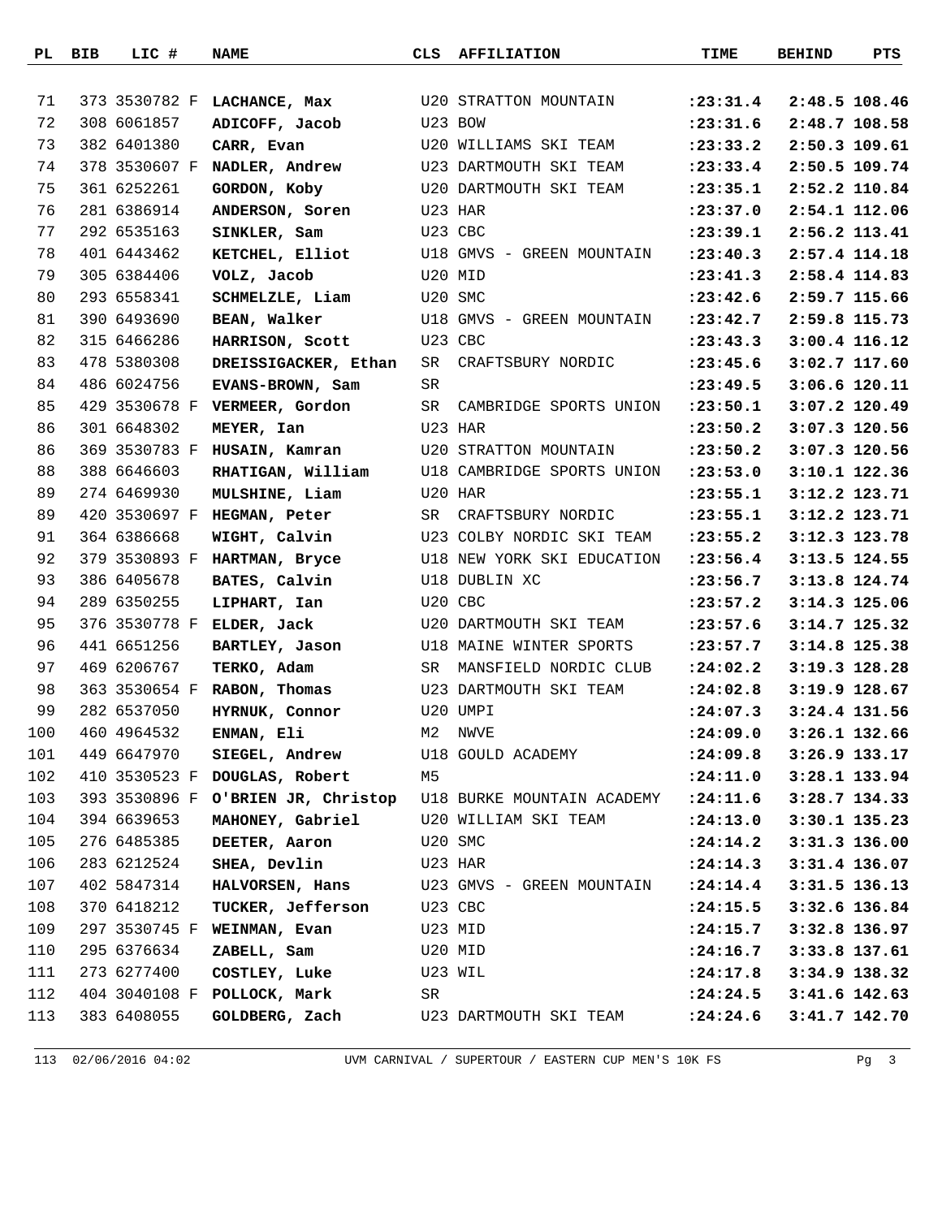| PL | BIB | LIC # | NAME | CLS | AFFILIATION | TIME | BEHIND | PTS |
|---|---|---|---|---|---|---|---|---|
| 71 | 373 | 3530782 F | **LACHANCE, Max** | U20 | STRATTON MOUNTAIN | **:23:31.4** | **2:48.5** | **108.46** |
| 72 | 308 | 6061857 | **ADICOFF, Jacob** | U23 | BOW | **:23:31.6** | **2:48.7** | **108.58** |
| 73 | 382 | 6401380 | **CARR, Evan** | U20 | WILLIAMS SKI TEAM | **:23:33.2** | **2:50.3** | **109.61** |
| 74 | 378 | 3530607 F | **NADLER, Andrew** | U23 | DARTMOUTH SKI TEAM | **:23:33.4** | **2:50.5** | **109.74** |
| 75 | 361 | 6252261 | **GORDON, Koby** | U20 | DARTMOUTH SKI TEAM | **:23:35.1** | **2:52.2** | **110.84** |
| 76 | 281 | 6386914 | **ANDERSON, Soren** | U23 | HAR | **:23:37.0** | **2:54.1** | **112.06** |
| 77 | 292 | 6535163 | **SINKLER, Sam** | U23 | CBC | **:23:39.1** | **2:56.2** | **113.41** |
| 78 | 401 | 6443462 | **KETCHEL, Elliot** | U18 | GMVS - GREEN MOUNTAIN | **:23:40.3** | **2:57.4** | **114.18** |
| 79 | 305 | 6384406 | **VOLZ, Jacob** | U20 | MID | **:23:41.3** | **2:58.4** | **114.83** |
| 80 | 293 | 6558341 | **SCHMELZLE, Liam** | U20 | SMC | **:23:42.6** | **2:59.7** | **115.66** |
| 81 | 390 | 6493690 | **BEAN, Walker** | U18 | GMVS - GREEN MOUNTAIN | **:23:42.7** | **2:59.8** | **115.73** |
| 82 | 315 | 6466286 | **HARRISON, Scott** | U23 | CBC | **:23:43.3** | **3:00.4** | **116.12** |
| 83 | 478 | 5380308 | **DREISSIGACKER, Ethan** | SR | CRAFTSBURY NORDIC | **:23:45.6** | **3:02.7** | **117.60** |
| 84 | 486 | 6024756 | **EVANS-BROWN, Sam** | SR | | **:23:49.5** | **3:06.6** | **120.11** |
| 85 | 429 | 3530678 F | **VERMEER, Gordon** | SR | CAMBRIDGE SPORTS UNION | **:23:50.1** | **3:07.2** | **120.49** |
| 86 | 301 | 6648302 | **MEYER, Ian** | U23 | HAR | **:23:50.2** | **3:07.3** | **120.56** |
| 86 | 369 | 3530783 F | **HUSAIN, Kamran** | U20 | STRATTON MOUNTAIN | **:23:50.2** | **3:07.3** | **120.56** |
| 88 | 388 | 6646603 | **RHATIGAN, William** | U18 | CAMBRIDGE SPORTS UNION | **:23:53.0** | **3:10.1** | **122.36** |
| 89 | 274 | 6469930 | **MULSHINE, Liam** | U20 | HAR | **:23:55.1** | **3:12.2** | **123.71** |
| 89 | 420 | 3530697 F | **HEGMAN, Peter** | SR | CRAFTSBURY NORDIC | **:23:55.1** | **3:12.2** | **123.71** |
| 91 | 364 | 6386668 | **WIGHT, Calvin** | U23 | COLBY NORDIC SKI TEAM | **:23:55.2** | **3:12.3** | **123.78** |
| 92 | 379 | 3530893 F | **HARTMAN, Bryce** | U18 | NEW YORK SKI EDUCATION | **:23:56.4** | **3:13.5** | **124.55** |
| 93 | 386 | 6405678 | **BATES, Calvin** | U18 | DUBLIN XC | **:23:56.7** | **3:13.8** | **124.74** |
| 94 | 289 | 6350255 | **LIPHART, Ian** | U20 | CBC | **:23:57.2** | **3:14.3** | **125.06** |
| 95 | 376 | 3530778 F | **ELDER, Jack** | U20 | DARTMOUTH SKI TEAM | **:23:57.6** | **3:14.7** | **125.32** |
| 96 | 441 | 6651256 | **BARTLEY, Jason** | U18 | MAINE WINTER SPORTS | **:23:57.7** | **3:14.8** | **125.38** |
| 97 | 469 | 6206767 | **TERKO, Adam** | SR | MANSFIELD NORDIC CLUB | **:24:02.2** | **3:19.3** | **128.28** |
| 98 | 363 | 3530654 F | **RABON, Thomas** | U23 | DARTMOUTH SKI TEAM | **:24:02.8** | **3:19.9** | **128.67** |
| 99 | 282 | 6537050 | **HYRNUK, Connor** | U20 | UMPI | **:24:07.3** | **3:24.4** | **131.56** |
| 100 | 460 | 4964532 | **ENMAN, Eli** | M2 | NWVE | **:24:09.0** | **3:26.1** | **132.66** |
| 101 | 449 | 6647970 | **SIEGEL, Andrew** | U18 | GOULD ACADEMY | **:24:09.8** | **3:26.9** | **133.17** |
| 102 | 410 | 3530523 F | **DOUGLAS, Robert** | M5 | | **:24:11.0** | **3:28.1** | **133.94** |
| 103 | 393 | 3530896 F | **O'BRIEN JR, Christop** | U18 | BURKE MOUNTAIN ACADEMY | **:24:11.6** | **3:28.7** | **134.33** |
| 104 | 394 | 6639653 | **MAHONEY, Gabriel** | U20 | WILLIAM SKI TEAM | **:24:13.0** | **3:30.1** | **135.23** |
| 105 | 276 | 6485385 | **DEETER, Aaron** | U20 | SMC | **:24:14.2** | **3:31.3** | **136.00** |
| 106 | 283 | 6212524 | **SHEA, Devlin** | U23 | HAR | **:24:14.3** | **3:31.4** | **136.07** |
| 107 | 402 | 5847314 | **HALVORSEN, Hans** | U23 | GMVS - GREEN MOUNTAIN | **:24:14.4** | **3:31.5** | **136.13** |
| 108 | 370 | 6418212 | **TUCKER, Jefferson** | U23 | CBC | **:24:15.5** | **3:32.6** | **136.84** |
| 109 | 297 | 3530745 F | **WEINMAN, Evan** | U23 | MID | **:24:15.7** | **3:32.8** | **136.97** |
| 110 | 295 | 6376634 | **ZABELL, Sam** | U20 | MID | **:24:16.7** | **3:33.8** | **137.61** |
| 111 | 273 | 6277400 | **COSTLEY, Luke** | U23 | WIL | **:24:17.8** | **3:34.9** | **138.32** |
| 112 | 404 | 3040108 F | **POLLOCK, Mark** | SR | | **:24:24.5** | **3:41.6** | **142.63** |
| 113 | 383 | 6408055 | **GOLDBERG, Zach** | U23 | DARTMOUTH SKI TEAM | **:24:24.6** | **3:41.7** | **142.70** |

113 02/06/2016 04:02 UVM CARNIVAL / SUPERTOUR / EASTERN CUP MEN'S 10K FS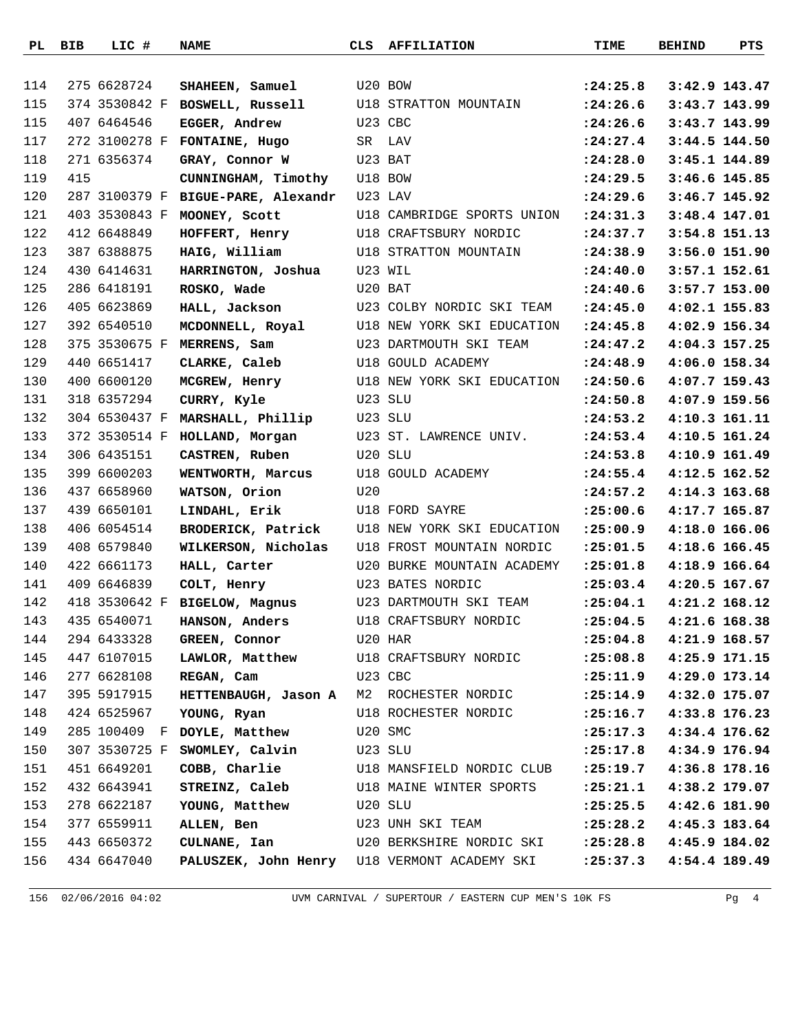| PL | BIB | LIC # | NAME | CLS | AFFILIATION | TIME | BEHIND | PTS |
|---|---|---|---|---|---|---|---|---|
| 114 | 275 | 6628724 | **SHAHEEN, Samuel** | U20 | BOW | **:24:25.8** | **3:42.9** | **143.47** |
| 115 | 374 | 3530842 F | **BOSWELL, Russell** | U18 | STRATTON MOUNTAIN | **:24:26.6** | **3:43.7** | **143.99** |
| 115 | 407 | 6464546 | **EGGER, Andrew** | U23 | CBC | **:24:26.6** | **3:43.7** | **143.99** |
| 117 | 272 | 3100278 F | **FONTAINE, Hugo** | SR | LAV | **:24:27.4** | **3:44.5** | **144.50** |
| 118 | 271 | 6356374 | **GRAY, Connor W** | U23 | BAT | **:24:28.0** | **3:45.1** | **144.89** |
| 119 | 415 | | **CUNNINGHAM, Timothy** | U18 | BOW | **:24:29.5** | **3:46.6** | **145.85** |
| 120 | 287 | 3100379 F | **BIGUE-PARE, Alexandr** | U23 | LAV | **:24:29.6** | **3:46.7** | **145.92** |
| 121 | 403 | 3530843 F | **MOONEY, Scott** | U18 | CAMBRIDGE SPORTS UNION | **:24:31.3** | **3:48.4** | **147.01** |
| 122 | 412 | 6648849 | **HOFFERT, Henry** | U18 | CRAFTSBURY NORDIC | **:24:37.7** | **3:54.8** | **151.13** |
| 123 | 387 | 6388875 | **HAIG, William** | U18 | STRATTON MOUNTAIN | **:24:38.9** | **3:56.0** | **151.90** |
| 124 | 430 | 6414631 | **HARRINGTON, Joshua** | U23 | WIL | **:24:40.0** | **3:57.1** | **152.61** |
| 125 | 286 | 6418191 | **ROSKO, Wade** | U20 | BAT | **:24:40.6** | **3:57.7** | **153.00** |
| 126 | 405 | 6623869 | **HALL, Jackson** | U23 | COLBY NORDIC SKI TEAM | **:24:45.0** | **4:02.1** | **155.83** |
| 127 | 392 | 6540510 | **MCDONNELL, Royal** | U18 | NEW YORK SKI EDUCATION | **:24:45.8** | **4:02.9** | **156.34** |
| 128 | 375 | 3530675 F | **MERRENS, Sam** | U23 | DARTMOUTH SKI TEAM | **:24:47.2** | **4:04.3** | **157.25** |
| 129 | 440 | 6651417 | **CLARKE, Caleb** | U18 | GOULD ACADEMY | **:24:48.9** | **4:06.0** | **158.34** |
| 130 | 400 | 6600120 | **MCGREW, Henry** | U18 | NEW YORK SKI EDUCATION | **:24:50.6** | **4:07.7** | **159.43** |
| 131 | 318 | 6357294 | **CURRY, Kyle** | U23 | SLU | **:24:50.8** | **4:07.9** | **159.56** |
| 132 | 304 | 6530437 F | **MARSHALL, Phillip** | U23 | SLU | **:24:53.2** | **4:10.3** | **161.11** |
| 133 | 372 | 3530514 F | **HOLLAND, Morgan** | U23 | ST. LAWRENCE UNIV. | **:24:53.4** | **4:10.5** | **161.24** |
| 134 | 306 | 6435151 | **CASTREN, Ruben** | U20 | SLU | **:24:53.8** | **4:10.9** | **161.49** |
| 135 | 399 | 6600203 | **WENTWORTH, Marcus** | U18 | GOULD ACADEMY | **:24:55.4** | **4:12.5** | **162.52** |
| 136 | 437 | 6658960 | **WATSON, Orion** | U20 | | **:24:57.2** | **4:14.3** | **163.68** |
| 137 | 439 | 6650101 | **LINDAHL, Erik** | U18 | FORD SAYRE | **:25:00.6** | **4:17.7** | **165.87** |
| 138 | 406 | 6054514 | **BRODERICK, Patrick** | U18 | NEW YORK SKI EDUCATION | **:25:00.9** | **4:18.0** | **166.06** |
| 139 | 408 | 6579840 | **WILKERSON, Nicholas** | U18 | FROST MOUNTAIN NORDIC | **:25:01.5** | **4:18.6** | **166.45** |
| 140 | 422 | 6661173 | **HALL, Carter** | U20 | BURKE MOUNTAIN ACADEMY | **:25:01.8** | **4:18.9** | **166.64** |
| 141 | 409 | 6646839 | **COLT, Henry** | U23 | BATES NORDIC | **:25:03.4** | **4:20.5** | **167.67** |
| 142 | 418 | 3530642 F | **BIGELOW, Magnus** | U23 | DARTMOUTH SKI TEAM | **:25:04.1** | **4:21.2** | **168.12** |
| 143 | 435 | 6540071 | **HANSON, Anders** | U18 | CRAFTSBURY NORDIC | **:25:04.5** | **4:21.6** | **168.38** |
| 144 | 294 | 6433328 | **GREEN, Connor** | U20 | HAR | **:25:04.8** | **4:21.9** | **168.57** |
| 145 | 447 | 6107015 | **LAWLOR, Matthew** | U18 | CRAFTSBURY NORDIC | **:25:08.8** | **4:25.9** | **171.15** |
| 146 | 277 | 6628108 | **REGAN, Cam** | U23 | CBC | **:25:11.9** | **4:29.0** | **173.14** |
| 147 | 395 | 5917915 | **HETTENBAUGH, Jason A** | M2 | ROCHESTER NORDIC | **:25:14.9** | **4:32.0** | **175.07** |
| 148 | 424 | 6525967 | **YOUNG, Ryan** | U18 | ROCHESTER NORDIC | **:25:16.7** | **4:33.8** | **176.23** |
| 149 | 285 | 100409 F | **DOYLE, Matthew** | U20 | SMC | **:25:17.3** | **4:34.4** | **176.62** |
| 150 | 307 | 3530725 F | **SWOMLEY, Calvin** | U23 | SLU | **:25:17.8** | **4:34.9** | **176.94** |
| 151 | 451 | 6649201 | **COBB, Charlie** | U18 | MANSFIELD NORDIC CLUB | **:25:19.7** | **4:36.8** | **178.16** |
| 152 | 432 | 6643941 | **STREINZ, Caleb** | U18 | MAINE WINTER SPORTS | **:25:21.1** | **4:38.2** | **179.07** |
| 153 | 278 | 6622187 | **YOUNG, Matthew** | U20 | SLU | **:25:25.5** | **4:42.6** | **181.90** |
| 154 | 377 | 6559911 | **ALLEN, Ben** | U23 | UNH SKI TEAM | **:25:28.2** | **4:45.3** | **183.64** |
| 155 | 443 | 6650372 | **CULNANE, Ian** | U20 | BERKSHIRE NORDIC SKI | **:25:28.8** | **4:45.9** | **184.02** |
| 156 | 434 | 6647040 | **PALUSZEK, John Henry** | U18 | VERMONT ACADEMY SKI | **:25:37.3** | **4:54.4** | **189.49** |

156 02/06/2016 04:02 UVM CARNIVAL / SUPERTOUR / EASTERN CUP MEN'S 10K FS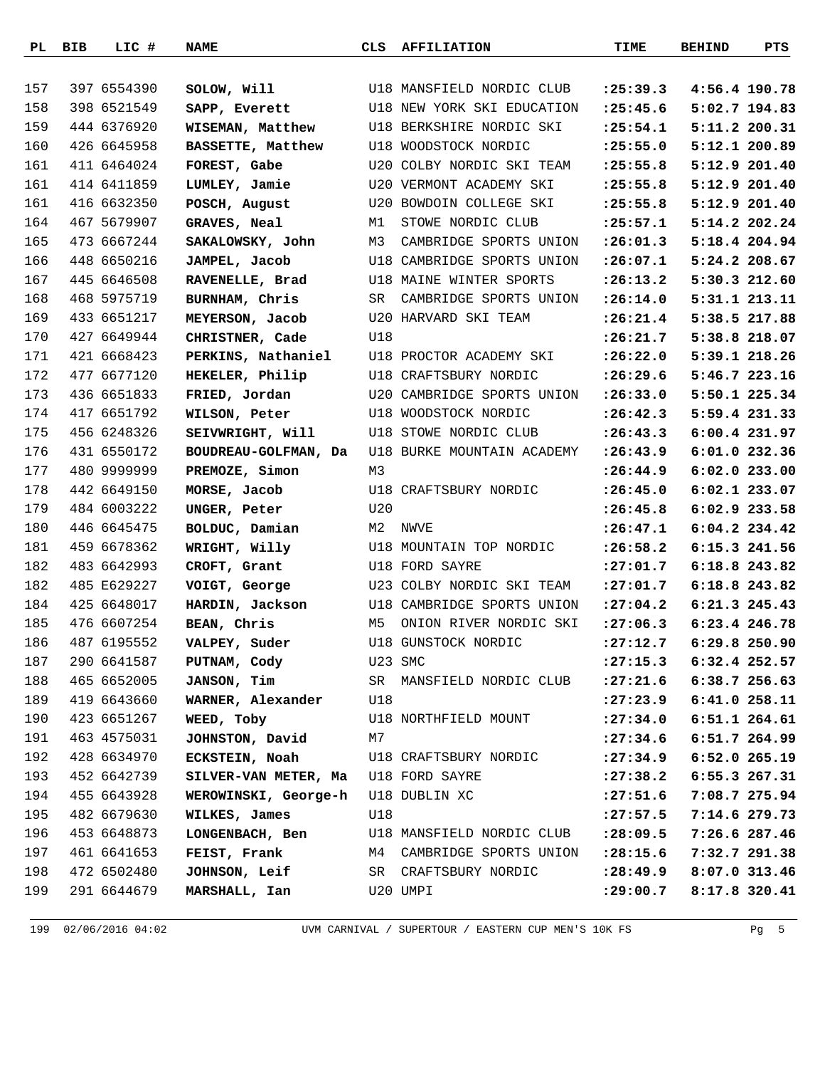| PL | BIB | LIC # | NAME | CLS | AFFILIATION | TIME | BEHIND | PTS |
|---|---|---|---|---|---|---|---|---|
| 157 | 397 | 6554390 | **SOLOW, Will** | U18 | MANSFIELD NORDIC CLUB | **:25:39.3** | **4:56.4** | **190.78** |
| 158 | 398 | 6521549 | **SAPP, Everett** | U18 | NEW YORK SKI EDUCATION | **:25:45.6** | **5:02.7** | **194.83** |
| 159 | 444 | 6376920 | **WISEMAN, Matthew** | U18 | BERKSHIRE NORDIC SKI | **:25:54.1** | **5:11.2** | **200.31** |
| 160 | 426 | 6645958 | **BASSETTE, Matthew** | U18 | WOODSTOCK NORDIC | **:25:55.0** | **5:12.1** | **200.89** |
| 161 | 411 | 6464024 | **FOREST, Gabe** | U20 | COLBY NORDIC SKI TEAM | **:25:55.8** | **5:12.9** | **201.40** |
| 161 | 414 | 6411859 | **LUMLEY, Jamie** | U20 | VERMONT ACADEMY SKI | **:25:55.8** | **5:12.9** | **201.40** |
| 161 | 416 | 6632350 | **POSCH, August** | U20 | BOWDOIN COLLEGE SKI | **:25:55.8** | **5:12.9** | **201.40** |
| 164 | 467 | 5679907 | **GRAVES, Neal** | M1 | STOWE NORDIC CLUB | **:25:57.1** | **5:14.2** | **202.24** |
| 165 | 473 | 6667244 | **SAKALOWSKY, John** | M3 | CAMBRIDGE SPORTS UNION | **:26:01.3** | **5:18.4** | **204.94** |
| 166 | 448 | 6650216 | **JAMPEL, Jacob** | U18 | CAMBRIDGE SPORTS UNION | **:26:07.1** | **5:24.2** | **208.67** |
| 167 | 445 | 6646508 | **RAVENELLE, Brad** | U18 | MAINE WINTER SPORTS | **:26:13.2** | **5:30.3** | **212.60** |
| 168 | 468 | 5975719 | **BURNHAM, Chris** | SR | CAMBRIDGE SPORTS UNION | **:26:14.0** | **5:31.1** | **213.11** |
| 169 | 433 | 6651217 | **MEYERSON, Jacob** | U20 | HARVARD SKI TEAM | **:26:21.4** | **5:38.5** | **217.88** |
| 170 | 427 | 6649944 | **CHRISTNER, Cade** | U18 | | **:26:21.7** | **5:38.8** | **218.07** |
| 171 | 421 | 6668423 | **PERKINS, Nathaniel** | U18 | PROCTOR ACADEMY SKI | **:26:22.0** | **5:39.1** | **218.26** |
| 172 | 477 | 6677120 | **HEKELER, Philip** | U18 | CRAFTSBURY NORDIC | **:26:29.6** | **5:46.7** | **223.16** |
| 173 | 436 | 6651833 | **FRIED, Jordan** | U20 | CAMBRIDGE SPORTS UNION | **:26:33.0** | **5:50.1** | **225.34** |
| 174 | 417 | 6651792 | **WILSON, Peter** | U18 | WOODSTOCK NORDIC | **:26:42.3** | **5:59.4** | **231.33** |
| 175 | 456 | 6248326 | **SEIVWRIGHT, Will** | U18 | STOWE NORDIC CLUB | **:26:43.3** | **6:00.4** | **231.97** |
| 176 | 431 | 6550172 | **BOUDREAU-GOLFMAN, Da** | U18 | BURKE MOUNTAIN ACADEMY | **:26:43.9** | **6:01.0** | **232.36** |
| 177 | 480 | 9999999 | **PREMOZE, Simon** | M3 | | **:26:44.9** | **6:02.0** | **233.00** |
| 178 | 442 | 6649150 | **MORSE, Jacob** | U18 | CRAFTSBURY NORDIC | **:26:45.0** | **6:02.1** | **233.07** |
| 179 | 484 | 6003222 | **UNGER, Peter** | U20 | | **:26:45.8** | **6:02.9** | **233.58** |
| 180 | 446 | 6645475 | **BOLDUC, Damian** | M2 | NWVE | **:26:47.1** | **6:04.2** | **234.42** |
| 181 | 459 | 6678362 | **WRIGHT, Willy** | U18 | MOUNTAIN TOP NORDIC | **:26:58.2** | **6:15.3** | **241.56** |
| 182 | 483 | 6642993 | **CROFT, Grant** | U18 | FORD SAYRE | **:27:01.7** | **6:18.8** | **243.82** |
| 182 | 485 | E629227 | **VOIGT, George** | U23 | COLBY NORDIC SKI TEAM | **:27:01.7** | **6:18.8** | **243.82** |
| 184 | 425 | 6648017 | **HARDIN, Jackson** | U18 | CAMBRIDGE SPORTS UNION | **:27:04.2** | **6:21.3** | **245.43** |
| 185 | 476 | 6607254 | **BEAN, Chris** | M5 | ONION RIVER NORDIC SKI | **:27:06.3** | **6:23.4** | **246.78** |
| 186 | 487 | 6195552 | **VALPEY, Suder** | U18 | GUNSTOCK NORDIC | **:27:12.7** | **6:29.8** | **250.90** |
| 187 | 290 | 6641587 | **PUTNAM, Cody** | U23 | SMC | **:27:15.3** | **6:32.4** | **252.57** |
| 188 | 465 | 6652005 | **JANSON, Tim** | SR | MANSFIELD NORDIC CLUB | **:27:21.6** | **6:38.7** | **256.63** |
| 189 | 419 | 6643660 | **WARNER, Alexander** | U18 | | **:27:23.9** | **6:41.0** | **258.11** |
| 190 | 423 | 6651267 | **WEED, Toby** | U18 | NORTHFIELD MOUNT | **:27:34.0** | **6:51.1** | **264.61** |
| 191 | 463 | 4575031 | **JOHNSTON, David** | M7 | | **:27:34.6** | **6:51.7** | **264.99** |
| 192 | 428 | 6634970 | **ECKSTEIN, Noah** | U18 | CRAFTSBURY NORDIC | **:27:34.9** | **6:52.0** | **265.19** |
| 193 | 452 | 6642739 | **SILVER-VAN METER, Ma** | U18 | FORD SAYRE | **:27:38.2** | **6:55.3** | **267.31** |
| 194 | 455 | 6643928 | **WEROWINSKI, George-h** | U18 | DUBLIN XC | **:27:51.6** | **7:08.7** | **275.94** |
| 195 | 482 | 6679630 | **WILKES, James** | U18 | | **:27:57.5** | **7:14.6** | **279.73** |
| 196 | 453 | 6648873 | **LONGENBACH, Ben** | U18 | MANSFIELD NORDIC CLUB | **:28:09.5** | **7:26.6** | **287.46** |
| 197 | 461 | 6641653 | **FEIST, Frank** | M4 | CAMBRIDGE SPORTS UNION | **:28:15.6** | **7:32.7** | **291.38** |
| 198 | 472 | 6502480 | **JOHNSON, Leif** | SR | CRAFTSBURY NORDIC | **:28:49.9** | **8:07.0** | **313.46** |
| 199 | 291 | 6644679 | **MARSHALL, Ian** | U20 | UMPI | **:29:00.7** | **8:17.8** | **320.41** |

199 02/06/2016 04:02 UVM CARNIVAL / SUPERTOUR / EASTERN CUP MEN'S 10K FS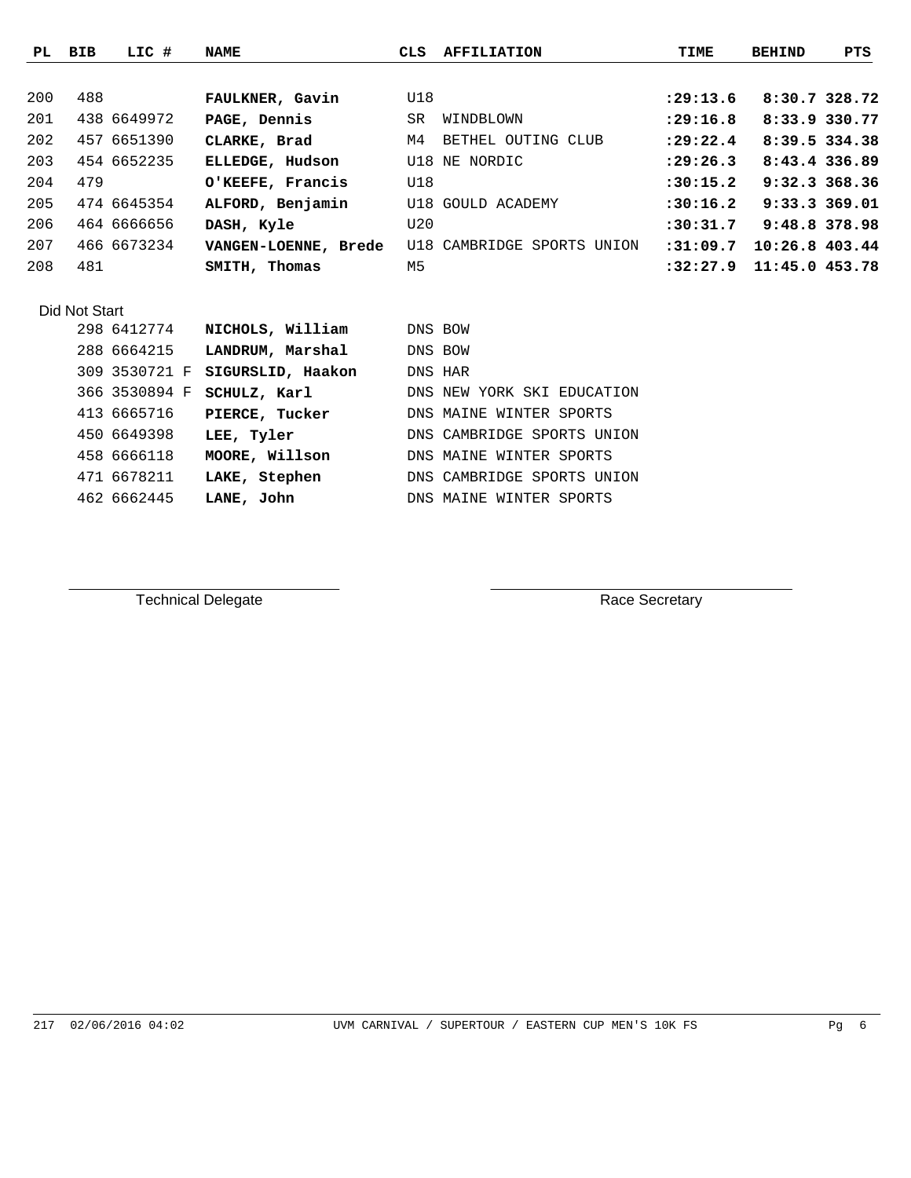| PL | BIB | LIC # | NAME | CLS | AFFILIATION | TIME | BEHIND | PTS |
|---|---|---|---|---|---|---|---|---|
| 200 | 488 | | **FAULKNER, Gavin** | U18 | | **:29:13.6** | **8:30.7** | **328.72** |
| 201 | 438 | 6649972 | **PAGE, Dennis** | SR | WINDBLOWN | **:29:16.8** | **8:33.9** | **330.77** |
| 202 | 457 | 6651390 | **CLARKE, Brad** | M4 | BETHEL OUTING CLUB | **:29:22.4** | **8:39.5** | **334.38** |
| 203 | 454 | 6652235 | **ELLEDGE, Hudson** | U18 | NE NORDIC | **:29:26.3** | **8:43.4** | **336.89** |
| 204 | 479 | | **O'KEEFE, Francis** | U18 | | **:30:15.2** | **9:32.3** | **368.36** |
| 205 | 474 | 6645354 | **ALFORD, Benjamin** | U18 | GOULD ACADEMY | **:30:16.2** | **9:33.3** | **369.01** |
| 206 | 464 | 6666656 | **DASH, Kyle** | U20 | | **:30:31.7** | **9:48.8** | **378.98** |
| 207 | 466 | 6673234 | **VANGEN-LOENNE, Brede** | U18 | CAMBRIDGE SPORTS UNION | **:31:09.7** | **10:26.8** | **403.44** |
| 208 | 481 | | **SMITH, Thomas** | M5 | | **:32:27.9** | **11:45.0** | **453.78** |

Did Not Start

| BIB | LIC # | NAME | CLS | AFFILIATION |
|---|---|---|---|---|
| 298 | 6412774 | **NICHOLS, William** | DNS | BOW |
| 288 | 6664215 | **LANDRUM, Marshal** | DNS | BOW |
| 309 | 3530721 F | **SIGURSLID, Haakon** | DNS | HAR |
| 366 | 3530894 F | **SCHULZ, Karl** | DNS | NEW YORK SKI EDUCATION |
| 413 | 6665716 | **PIERCE, Tucker** | DNS | MAINE WINTER SPORTS |
| 450 | 6649398 | **LEE, Tyler** | DNS | CAMBRIDGE SPORTS UNION |
| 458 | 6666118 | **MOORE, Willson** | DNS | MAINE WINTER SPORTS |
| 471 | 6678211 | **LAKE, Stephen** | DNS | CAMBRIDGE SPORTS UNION |
| 462 | 6662445 | **LANE, John** | DNS | MAINE WINTER SPORTS |

Technical Delegate

Race Secretary

217 02/06/2016 04:02 UVM CARNIVAL / SUPERTOUR / EASTERN CUP MEN'S 10K FS